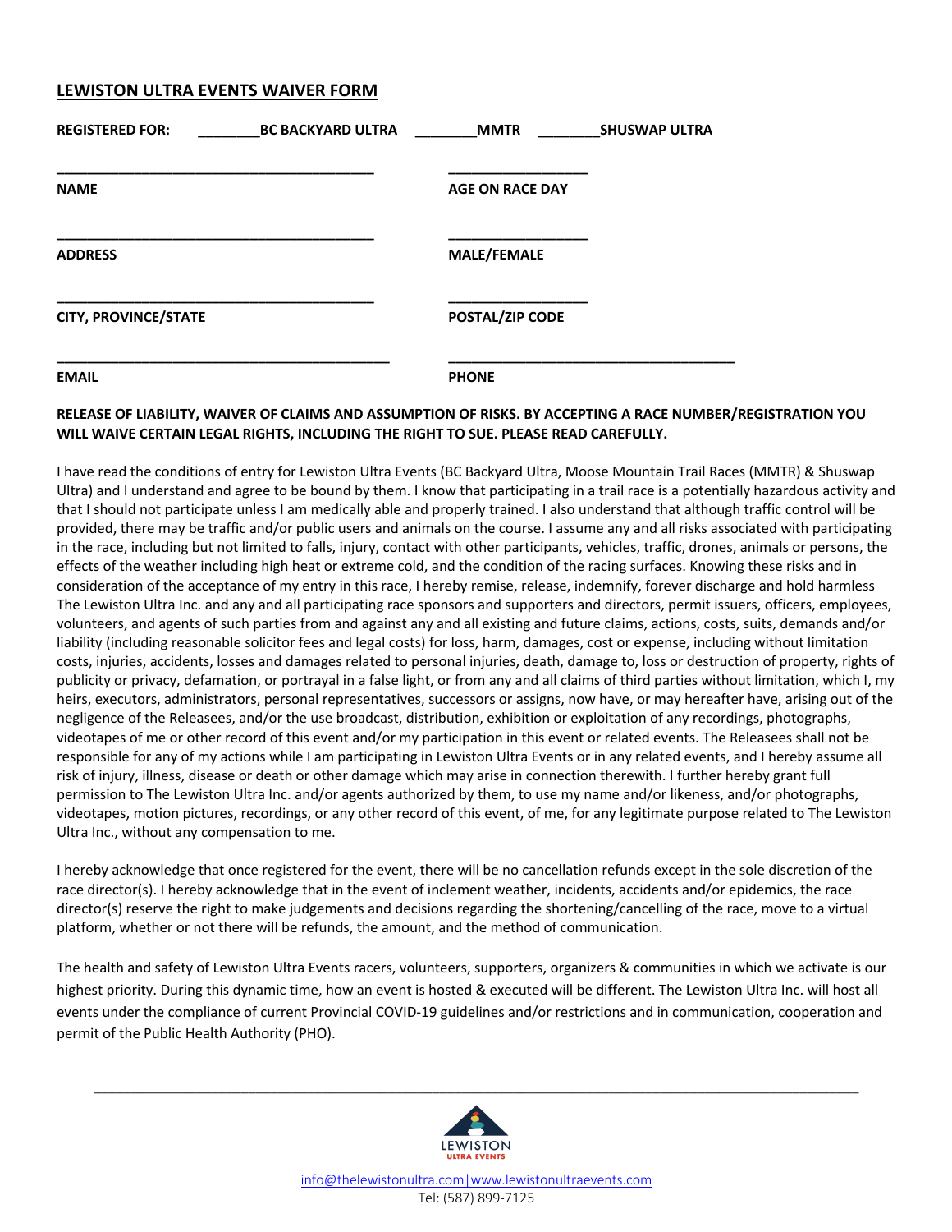## LEWISTON ULTRA EVENTS WAIVER FORM

**REGISTERED FOR:** ________**BC BACKYARD ULTRA** ________**MMTR** ________**SHUSWAP ULTRA**

| | |
|---|---|
| ________________________________________ | __________________ |
| **NAME** | **AGE ON RACE DAY** |
| ________________________________________ | __________________ |
| **ADDRESS** | **MALE/FEMALE** |
| ________________________________________ | __________________ |
| **CITY, PROVINCE/STATE** | **POSTAL/ZIP CODE** |
| __________________________________________ | ____________________________________ |
| **EMAIL** | **PHONE** |

**RELEASE OF LIABILITY, WAIVER OF CLAIMS AND ASSUMPTION OF RISKS. BY ACCEPTING A RACE NUMBER/REGISTRATION YOU WILL WAIVE CERTAIN LEGAL RIGHTS, INCLUDING THE RIGHT TO SUE. PLEASE READ CAREFULLY.**

I have read the conditions of entry for Lewiston Ultra Events (BC Backyard Ultra, Moose Mountain Trail Races (MMTR) & Shuswap Ultra) and I understand and agree to be bound by them. I know that participating in a trail race is a potentially hazardous activity and that I should not participate unless I am medically able and properly trained. I also understand that although traffic control will be provided, there may be traffic and/or public users and animals on the course. I assume any and all risks associated with participating in the race, including but not limited to falls, injury, contact with other participants, vehicles, traffic, drones, animals or persons, the effects of the weather including high heat or extreme cold, and the condition of the racing surfaces. Knowing these risks and in consideration of the acceptance of my entry in this race, I hereby remise, release, indemnify, forever discharge and hold harmless The Lewiston Ultra Inc. and any and all participating race sponsors and supporters and directors, permit issuers, officers, employees, volunteers, and agents of such parties from and against any and all existing and future claims, actions, costs, suits, demands and/or liability (including reasonable solicitor fees and legal costs) for loss, harm, damages, cost or expense, including without limitation costs, injuries, accidents, losses and damages related to personal injuries, death, damage to, loss or destruction of property, rights of publicity or privacy, defamation, or portrayal in a false light, or from any and all claims of third parties without limitation, which I, my heirs, executors, administrators, personal representatives, successors or assigns, now have, or may hereafter have, arising out of the negligence of the Releasees, and/or the use broadcast, distribution, exhibition or exploitation of any recordings, photographs, videotapes of me or other record of this event and/or my participation in this event or related events. The Releasees shall not be responsible for any of my actions while I am participating in Lewiston Ultra Events or in any related events, and I hereby assume all risk of injury, illness, disease or death or other damage which may arise in connection therewith. I further hereby grant full permission to The Lewiston Ultra Inc. and/or agents authorized by them, to use my name and/or likeness, and/or photographs, videotapes, motion pictures, recordings, or any other record of this event, of me, for any legitimate purpose related to The Lewiston Ultra Inc., without any compensation to me.

I hereby acknowledge that once registered for the event, there will be no cancellation refunds except in the sole discretion of the race director(s). I hereby acknowledge that in the event of inclement weather, incidents, accidents and/or epidemics, the race director(s) reserve the right to make judgements and decisions regarding the shortening/cancelling of the race, move to a virtual platform, whether or not there will be refunds, the amount, and the method of communication.

The health and safety of Lewiston Ultra Events racers, volunteers, supporters, organizers & communities in which we activate is our highest priority. During this dynamic time, how an event is hosted & executed will be different. The Lewiston Ultra Inc. will host all events under the compliance of current Provincial COVID-19 guidelines and/or restrictions and in communication, cooperation and permit of the Public Health Authority (PHO).

LEWISTON ULTRA EVENTS

info@thelewistonultra.com | www.lewistonultraevents.com
Tel: (587) 899-7125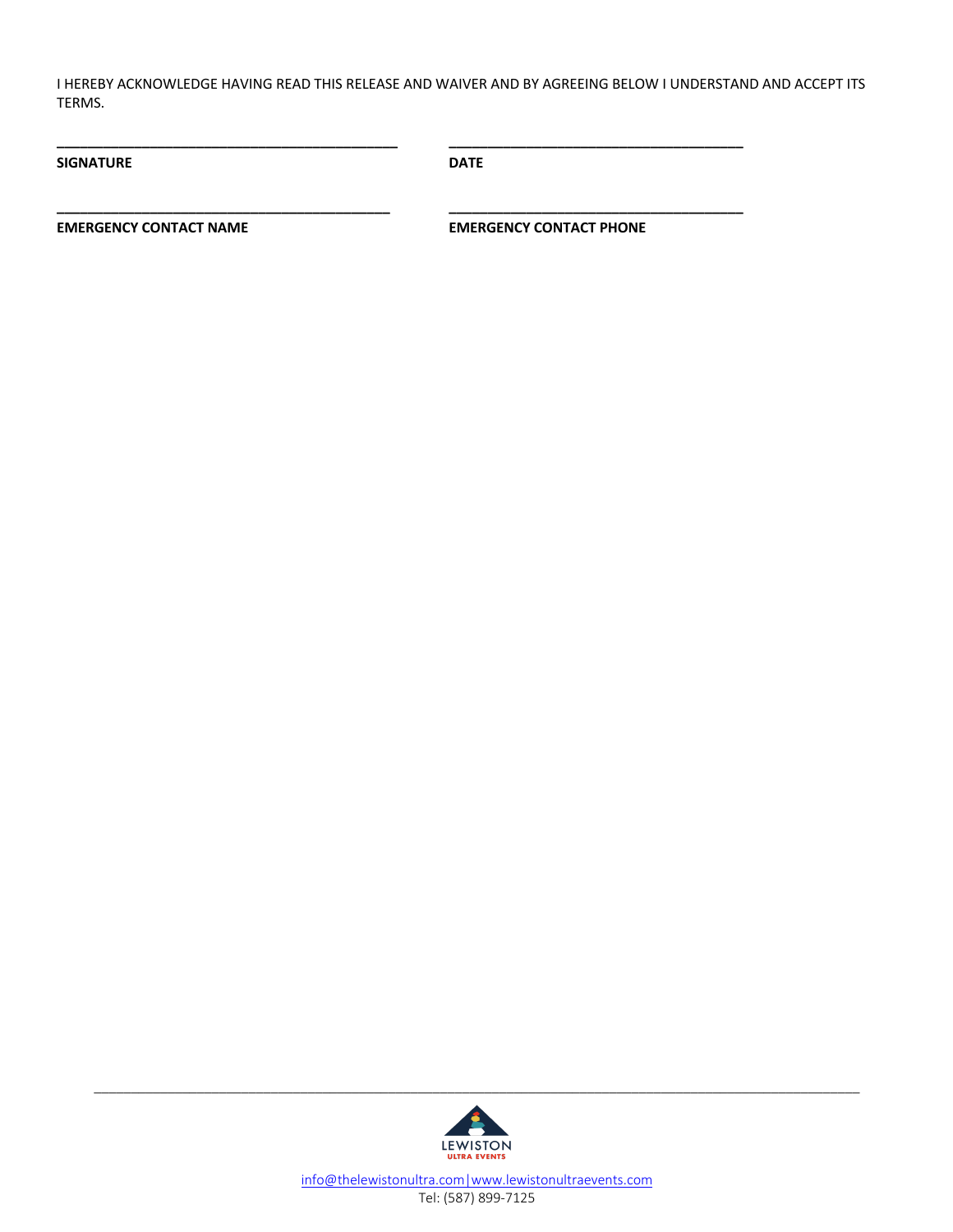I HEREBY ACKNOWLEDGE HAVING READ THIS RELEASE AND WAIVER AND BY AGREEING BELOW I UNDERSTAND AND ACCEPT ITS TERMS.

| | |
|---|---|
| _______________________________________ | ___________________________________ |
| **SIGNATURE** | **DATE** |
| _______________________________________ | ___________________________________ |
| **EMERGENCY CONTACT NAME** | **EMERGENCY CONTACT PHONE** |